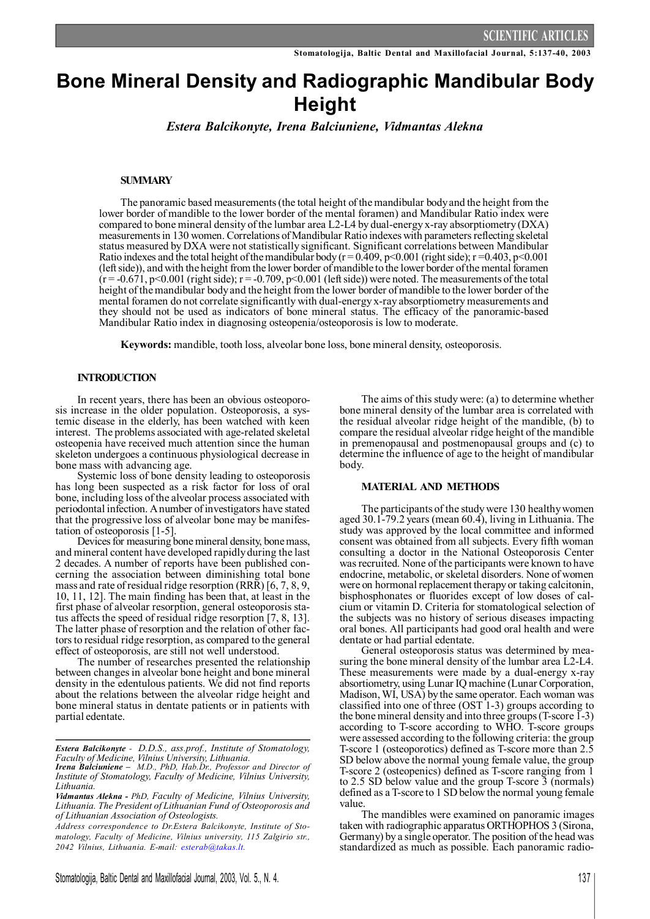# Bone Mineral Density and Radiographic Mandibular Body Height

*Estera Balcikonyte, Irena Balciuniene, Vidmantas Alekna*

## SUMMARY

The panoramic based measurements (the total height of the mandibular body and the height from the lower border of mandible to the lower border of the mental foramen) and Mandibular Ratio index were compared to bone mineral density of the lumbar area L2-L4 by dual-energy x-ray absorptiometry (DXA) measurements in 130 women. Correlations of Mandibular Ratio indexes with parameters reflecting skeletal status measured by DXA were not statistically significant. Significant correlations between Mandibular Ratio indexes and the total height of the mandibular body ($r = 0.409$, $p<0.001$ (right side); $r = 0.403$, $p<0.001$ (left side)), and with the height from the lower border of mandible to the lower border of the mental foramen ($r = -0.671$, $p<0.001$ (right side); $r = -0.709$, $p<0.001$ (left side)) were noted. The measurements of the total height of the mandibular body and the height from the lower border of mandible to the lower border of the mental foramen do not correlate significantly with dual-energy x-ray absorptiometry measurements and they should not be used as indicators of bone mineral status. The efficacy of the panoramic-based Mandibular Ratio index in diagnosing osteopenia/osteoporosis is low to moderate.

**Keywords:** mandible, tooth loss, alveolar bone loss, bone mineral density, osteoporosis.

## INTRODUCTION

In recent years, there has been an obvious osteoporosis increase in the older population. Osteoporosis, a systemic disease in the elderly, has been watched with keen interest. The problems associated with age-related skeletal osteopenia have received much attention since the human skeleton undergoes a continuous physiological decrease in bone mass with advancing age.

Systemic loss of bone density leading to osteoporosis has long been suspected as a risk factor for loss of oral bone, including loss of the alveolar process associated with periodontal infection. A number of investigators have stated that the progressive loss of alveolar bone may be manifestation of osteoporosis [1-5].

Devices for measuring bone mineral density, bone mass, and mineral content have developed rapidly during the last 2 decades. A number of reports have been published concerning the association between diminishing total bone mass and rate of residual ridge resorption (RRR) [6, 7, 8, 9, 10, 11, 12]. The main finding has been that, at least in the first phase of alveolar resorption, general osteoporosis status affects the speed of residual ridge resorption [7, 8, 13]. The latter phase of resorption and the relation of other factors to residual ridge resorption, as compared to the general effect of osteoporosis, are still not well understood.

The number of researches presented the relationship between changes in alveolar bone height and bone mineral density in the edentulous patients. We did not find reports about the relations between the alveolar ridge height and bone mineral status in dentate patients or in patients with partial edentate.

The aims of this study were: (a) to determine whether bone mineral density of the lumbar area is correlated with the residual alveolar ridge height of the mandible, (b) to compare the residual alveolar ridge height of the mandible in premenopausal and postmenopausal groups and (c) to determine the influence of age to the height of mandibular body.

## MATERIAL AND METHODS

The participants of the study were 130 healthy women aged 30.1-79.2 years (mean 60.4), living in Lithuania. The study was approved by the local committee and informed consent was obtained from all subjects. Every fifth woman consulting a doctor in the National Osteoporosis Center was recruited. None of the participants were known to have endocrine, metabolic, or skeletal disorders. None of women were on hormonal replacement therapy or taking calcitonin, bisphosphonates or fluorides except of low doses of calcium or vitamin D. Criteria for stomatological selection of the subjects was no history of serious diseases impacting oral bones. All participants had good oral health and were dentate or had partial edentate.

General osteoporosis status was determined by measuring the bone mineral density of the lumbar area L2-L4. These measurements were made by a dual-energy x-ray absortiometry, using Lunar IQ machine (Lunar Corporation, Madison, WI, USA) by the same operator. Each woman was classified into one of three (OST 1-3) groups according to the bone mineral density and into three groups (T-score 1-3) according to T-score according to WHO. T-score groups were assessed according to the following criteria: the group T-score 1 (osteoporotics) defined as T-score more than 2.5 SD below above the normal young female value, the group T-score 2 (osteopenics) defined as T-score ranging from 1 to 2.5 SD below value and the group T-score 3 (normals) defined as a T-score to 1 SD below the normal young female value.

The mandibles were examined on panoramic images taken with radiographic apparatus ORTHOPHOS 3 (Sirona, Germany) by a single operator. The position of the head was standardized as much as possible. Each panoramic radio-

---

*Estera Balcikonyte* - D.D.S., ass.prof., Institute of Stomatology, Faculty of Medicine, Vilnius University, Lithuania.
*Irena Balciuniene* – M.D., PhD, Hab.Dr., Professor and Director of Institute of Stomatology, Faculty of Medicine, Vilnius University, Lithuania.
*Vidmantas Alekna* - PhD, Faculty of Medicine, Vilnius University, Lithuania. The President of Lithuanian Fund of Osteoporosis and of Lithuanian Association of Osteologists.

*Address correspondence to Dr.Estera Balcikonyte, Institute of Stomatology, Faculty of Medicine, Vilnius university, 115 Zalgirio str., 2042 Vilnius, Lithuania. E-mail: esterab@takas.lt.*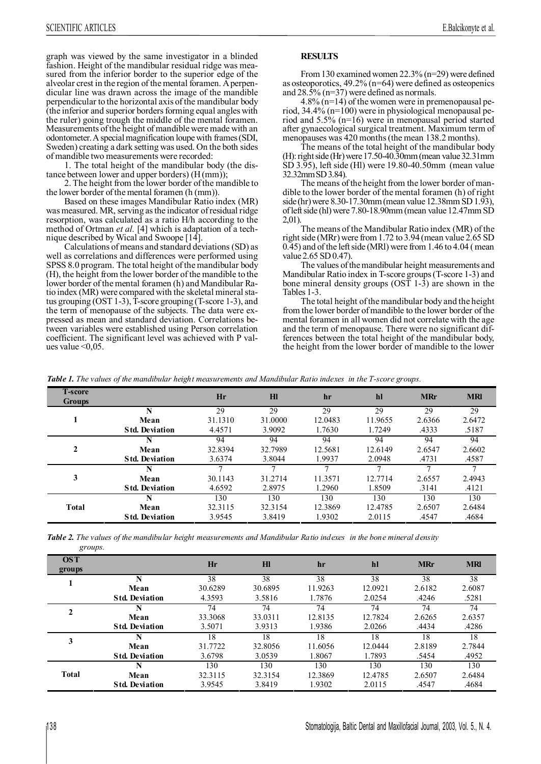graph was viewed by the same investigator in a blinded fashion. Height of the mandibular residual ridge was measured from the inferior border to the superior edge of the alveolar crest in the region of the mental foramen. A perpendicular line was drawn across the image of the mandible perpendicular to the horizontal axis of the mandibular body (the inferior and superior borders forming equal angles with the ruler) going trough the middle of the mental foramen. Measurements of the height of mandible were made with an odontometer. A special magnification loupe with frames (SDI, Sweden) creating a dark setting was used. On the both sides of mandible two measurements were recorded:

1. The total height of the mandibular body (the distance between lower and upper borders) (H (mm));
2. The height from the lower border of the mandible to the lower border of the mental foramen (h (mm)).

Based on these images Mandibular Ratio index (MR) was measured. MR, serving as the indicator of residual ridge resorption, was calculated as a ratio H/h according to the method of Ortman *et al.* [4] which is adaptation of a technique described by Wical and Swoope [14].

Calculations of means and standard deviations (SD) as well as correlations and differences were performed using SPSS 8.0 program. The total height of the mandibular body (H), the height from the lower border of the mandible to the lower border of the mental foramen (h) and Mandibular Ratio index (MR) were compared with the skeletal mineral status grouping (OST 1-3), T-score grouping (T-score 1-3), and the term of menopause of the subjects. The data were expressed as mean and standard deviation. Correlations between variables were established using Person correlation coefficient. The significant level was achieved with P values value <0,05.

**RESULTS**

From 130 examined women 22.3% (n=29) were defined as osteoporotics, 49.2% (n=64) were defined as osteopenics and 28.5% (n=37) were defined as normals.

4.8% (n=14) of the women were in premenopausal period, 34.4% (n=100) were in physiological menopausal period and 5.5% (n=16) were in menopausal period started after gynaecological surgical treatment. Maximum term of menopauses was 420 months (the mean 138.2 months).

The means of the total height of the mandibular body (H): right side (Hr) were 17.50-40.30mm (mean value 32.31mm SD 3.95), left side (Hl) were 19.80-40.50mm (mean value 32.32mm SD 3.84).

The means of the height from the lower border of mandible to the lower border of the mental foramen (h) of right side (hr) were 8.30-17.30mm (mean value 12.38mm SD 1.93), of left side (hl) were 7.80-18.90mm (mean value 12.47mm SD 2,01).

The means of the Mandibular Ratio index (MR) of the right side (MRr) were from 1.72 to 3.94 (mean value 2.65 SD 0.45) and of the left side (MRl) were from 1.46 to 4.04 ( mean value 2.65 SD 0.47).

The values of the mandibular height measurements and Mandibular Ratio index in T-score groups (T-score 1-3) and bone mineral density groups (OST 1-3) are shown in the Tables 1-3.

The total height of the mandibular body and the height from the lower border of mandible to the lower border of the mental foramen in all women did not correlate with the age and the term of menopause. There were no significant differences between the total height of the mandibular body, the height from the lower border of mandible to the lower

***Table 1.*** *The values of the mandibular height measurements and Mandibular Ratio indexes in the T-score groups.*

| T-score Groups | | Hr | Hl | hr | hl | MRr | MRl |
|---|---|---|---|---|---|---|---|
| 1 | N | 29 | 29 | 29 | 29 | 29 | 29 |
| | Mean | 31.1310 | 31.0000 | 12.0483 | 11.9655 | 2.6366 | 2.6472 |
| | Std. Deviation | 4.4571 | 3.9092 | 1.7630 | 1.7249 | .4333 | .5187 |
| 2 | N | 94 | 94 | 94 | 94 | 94 | 94 |
| | Mean | 32.8394 | 32.7989 | 12.5681 | 12.6149 | 2.6547 | 2.6602 |
| | Std. Deviation | 3.6374 | 3.8044 | 1.9937 | 2.0948 | .4731 | .4587 |
| 3 | N | 7 | 7 | 7 | 7 | 7 | 7 |
| | Mean | 30.1143 | 31.2714 | 11.3571 | 12.7714 | 2.6557 | 2.4943 |
| | Std. Deviation | 4.6592 | 2.8975 | 1.2960 | 1.8509 | .3141 | .4121 |
| Total | N | 130 | 130 | 130 | 130 | 130 | 130 |
| | Mean | 32.3115 | 32.3154 | 12.3869 | 12.4785 | 2.6507 | 2.6484 |
| | Std. Deviation | 3.9545 | 3.8419 | 1.9302 | 2.0115 | .4547 | .4684 |

***Table 2.*** *The values of the mandibular height measurements and Mandibular Ratio indexes in the bone mineral density groups.*

| OST groups | | Hr | Hl | hr | hl | MRr | MRl |
|---|---|---|---|---|---|---|---|
| 1 | N | 38 | 38 | 38 | 38 | 38 | 38 |
| | Mean | 30.6289 | 30.6895 | 11.9263 | 12.0921 | 2.6182 | 2.6087 |
| | Std. Deviation | 4.3593 | 3.5816 | 1.7876 | 2.0254 | .4246 | .5281 |
| 2 | N | 74 | 74 | 74 | 74 | 74 | 74 |
| | Mean | 33.3068 | 33.0311 | 12.8135 | 12.7824 | 2.6265 | 2.6357 |
| | Std. Deviation | 3.5071 | 3.9313 | 1.9386 | 2.0266 | .4434 | .4286 |
| 3 | N | 18 | 18 | 18 | 18 | 18 | 18 |
| | Mean | 31.7722 | 32.8056 | 11.6056 | 12.0444 | 2.8189 | 2.7844 |
| | Std. Deviation | 3.6798 | 3.0539 | 1.8067 | 1.7893 | .5454 | .4952 |
| Total | N | 130 | 130 | 130 | 130 | 130 | 130 |
| | Mean | 32.3115 | 32.3154 | 12.3869 | 12.4785 | 2.6507 | 2.6484 |
| | Std. Deviation | 3.9545 | 3.8419 | 1.9302 | 2.0115 | .4547 | .4684 |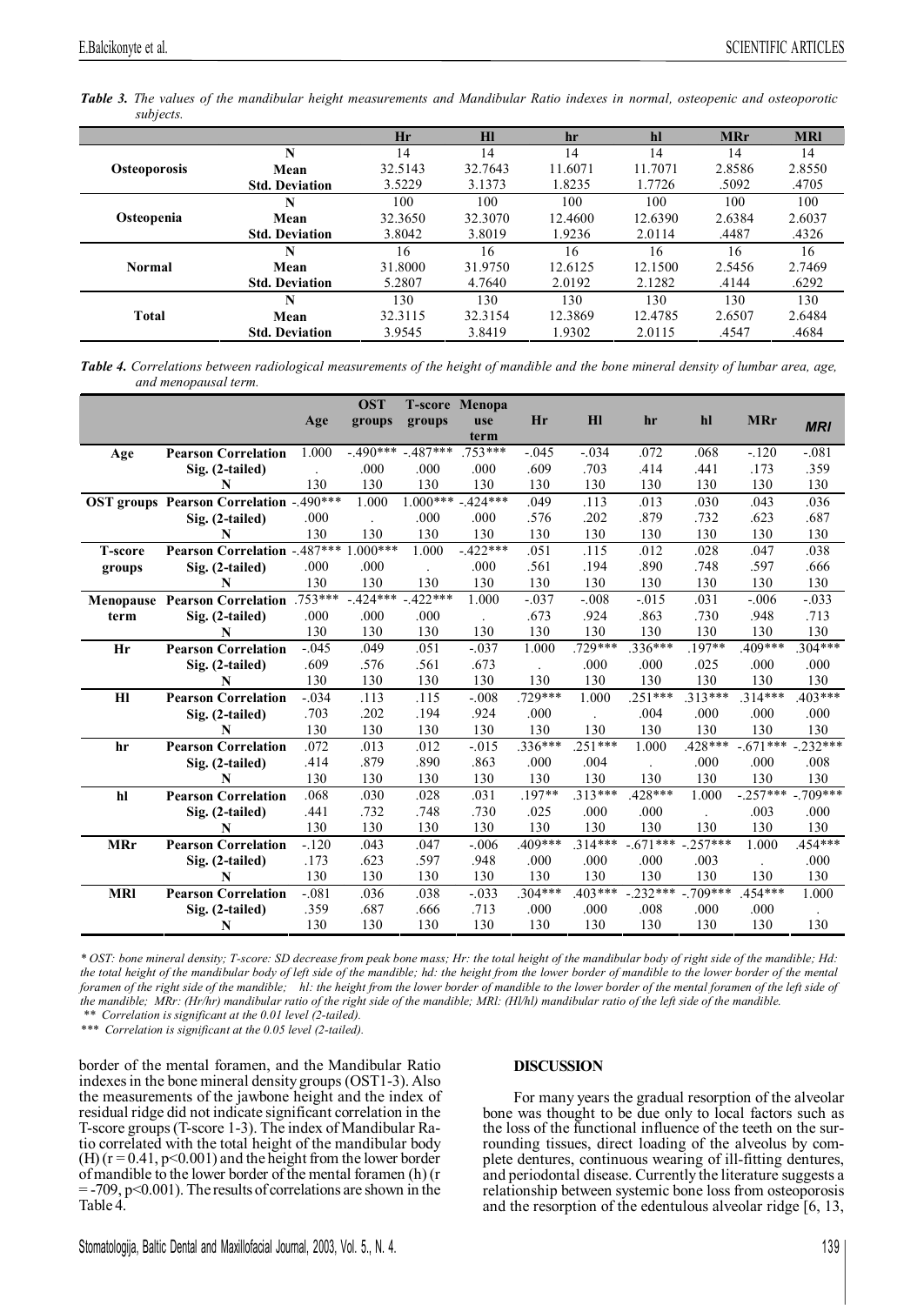***Table 3.*** *The values of the mandibular height measurements and Mandibular Ratio indexes in normal, osteopenic and osteoporotic subjects.*

| | | Hr | Hl | hr | hl | MRr | MRl |
|---|---|---|---|---|---|---|---|
| **Osteoporosis** | **N** | 14 | 14 | 14 | 14 | 14 | 14 |
| | **Mean** | 32.5143 | 32.7643 | 11.6071 | 11.7071 | 2.8586 | 2.8550 |
| | **Std. Deviation** | 3.5229 | 3.1373 | 1.8235 | 1.7726 | .5092 | .4705 |
| **Osteopenia** | **N** | 100 | 100 | 100 | 100 | 100 | 100 |
| | **Mean** | 32.3650 | 32.3070 | 12.4600 | 12.6390 | 2.6384 | 2.6037 |
| | **Std. Deviation** | 3.8042 | 3.8019 | 1.9236 | 2.0114 | .4487 | .4326 |
| **Normal** | **N** | 16 | 16 | 16 | 16 | 16 | 16 |
| | **Mean** | 31.8000 | 31.9750 | 12.6125 | 12.1500 | 2.5456 | 2.7469 |
| | **Std. Deviation** | 5.2807 | 4.7640 | 2.0192 | 2.1282 | .4144 | .6292 |
| **Total** | **N** | 130 | 130 | 130 | 130 | 130 | 130 |
| | **Mean** | 32.3115 | 32.3154 | 12.3869 | 12.4785 | 2.6507 | 2.6484 |
| | **Std. Deviation** | 3.9545 | 3.8419 | 1.9302 | 2.0115 | .4547 | .4684 |

***Table 4.*** *Correlations between radiological measurements of the height of mandible and the bone mineral density of lumbar area, age, and menopausal term.*

| | | Age | OST groups | T-score groups | Menopause term | Hr | Hl | hr | hl | MRr | *MRl* |
|---|---|---|---|---|---|---|---|---|---|---|---|
| **Age** | **Pearson Correlation** | 1.000 | -.490*** | -.487*** | .753*** | -.045 | -.034 | .072 | .068 | -.120 | -.081 |
| | **Sig. (2-tailed)** | . | .000 | .000 | .000 | .609 | .703 | .414 | .441 | .173 | .359 |
| | **N** | 130 | 130 | 130 | 130 | 130 | 130 | 130 | 130 | 130 | 130 |
| **OST groups** | **Pearson Correlation** | -.490*** | 1.000 | 1.000*** | -.424*** | .049 | .113 | .013 | .030 | .043 | .036 |
| | **Sig. (2-tailed)** | .000 | . | .000 | .000 | .576 | .202 | .879 | .732 | .623 | .687 |
| | **N** | 130 | 130 | 130 | 130 | 130 | 130 | 130 | 130 | 130 | 130 |
| **T-score groups** | **Pearson Correlation** | -.487*** | 1.000*** | 1.000 | -.422*** | .051 | .115 | .012 | .028 | .047 | .038 |
| | **Sig. (2-tailed)** | .000 | .000 | . | .000 | .561 | .194 | .890 | .748 | .597 | .666 |
| | **N** | 130 | 130 | 130 | 130 | 130 | 130 | 130 | 130 | 130 | 130 |
| **Menopause term** | **Pearson Correlation** | .753*** | -.424*** | -.422*** | 1.000 | -.037 | -.008 | -.015 | .031 | -.006 | -.033 |
| | **Sig. (2-tailed)** | .000 | .000 | .000 | . | .673 | .924 | .863 | .730 | .948 | .713 |
| | **N** | 130 | 130 | 130 | 130 | 130 | 130 | 130 | 130 | 130 | 130 |
| **Hr** | **Pearson Correlation** | -.045 | .049 | .051 | -.037 | 1.000 | .729*** | .336*** | .197** | .409*** | .304*** |
| | **Sig. (2-tailed)** | .609 | .576 | .561 | .673 | . | .000 | .000 | .025 | .000 | .000 |
| | **N** | 130 | 130 | 130 | 130 | 130 | 130 | 130 | 130 | 130 | 130 |
| **Hl** | **Pearson Correlation** | -.034 | .113 | .115 | -.008 | .729*** | 1.000 | .251*** | .313*** | .314*** | .403*** |
| | **Sig. (2-tailed)** | .703 | .202 | .194 | .924 | .000 | . | .004 | .000 | .000 | .000 |
| | **N** | 130 | 130 | 130 | 130 | 130 | 130 | 130 | 130 | 130 | 130 |
| **hr** | **Pearson Correlation** | .072 | .013 | .012 | -.015 | .336*** | .251*** | 1.000 | .428*** | -.671*** | -.232*** |
| | **Sig. (2-tailed)** | .414 | .879 | .890 | .863 | .000 | .004 | . | .000 | .000 | .008 |
| | **N** | 130 | 130 | 130 | 130 | 130 | 130 | 130 | 130 | 130 | 130 |
| **hl** | **Pearson Correlation** | .068 | .030 | .028 | .031 | .197** | .313*** | .428*** | 1.000 | -.257*** | -.709*** |
| | **Sig. (2-tailed)** | .441 | .732 | .748 | .730 | .025 | .000 | .000 | . | .003 | .000 |
| | **N** | 130 | 130 | 130 | 130 | 130 | 130 | 130 | 130 | 130 | 130 |
| **MRr** | **Pearson Correlation** | -.120 | .043 | .047 | -.006 | .409*** | .314*** | -.671*** | -.257*** | 1.000 | .454*** |
| | **Sig. (2-tailed)** | .173 | .623 | .597 | .948 | .000 | .000 | .000 | .003 | . | .000 |
| | **N** | 130 | 130 | 130 | 130 | 130 | 130 | 130 | 130 | 130 | 130 |
| **MRl** | **Pearson Correlation** | -.081 | .036 | .038 | -.033 | .304*** | .403*** | -.232*** | -.709*** | .454*** | 1.000 |
| | **Sig. (2-tailed)** | .359 | .687 | .666 | .713 | .000 | .000 | .008 | .000 | .000 | . |
| | **N** | 130 | 130 | 130 | 130 | 130 | 130 | 130 | 130 | 130 | 130 |

*\* OST: bone mineral density; T-score: SD decrease from peak bone mass; Hr: the total height of the mandibular body of right side of the mandible; Hd: the total height of the mandibular body of left side of the mandible; hd: the height from the lower border of mandible to the lower border of the mental foramen of the right side of the mandible; hl: the height from the lower border of mandible to the lower border of the mental foramen of the left side of the mandible; MRr: (Hr/hr) mandibular ratio of the right side of the mandible; MRl: (Hl/hl) mandibular ratio of the left side of the mandible.*
*\*\* Correlation is significant at the 0.01 level (2-tailed).*
*\*\*\* Correlation is significant at the 0.05 level (2-tailed).*

border of the mental foramen, and the Mandibular Ratio indexes in the bone mineral density groups (OST1-3). Also the measurements of the jawbone height and the index of residual ridge did not indicate significant correlation in the T-score groups (T-score 1-3). The index of Mandibular Ratio correlated with the total height of the mandibular body (H) ($r = 0.41$, $p<0.001$) and the height from the lower border of mandible to the lower border of the mental foramen (h) ($r = -709$, $p<0.001$). The results of correlations are shown in the Table 4.

## DISCUSSION

For many years the gradual resorption of the alveolar bone was thought to be due only to local factors such as the loss of the functional influence of the teeth on the surrounding tissues, direct loading of the alveolus by complete dentures, continuous wearing of ill-fitting dentures, and periodontal disease. Currently the literature suggests a relationship between systemic bone loss from osteoporosis and the resorption of the edentulous alveolar ridge [6, 13,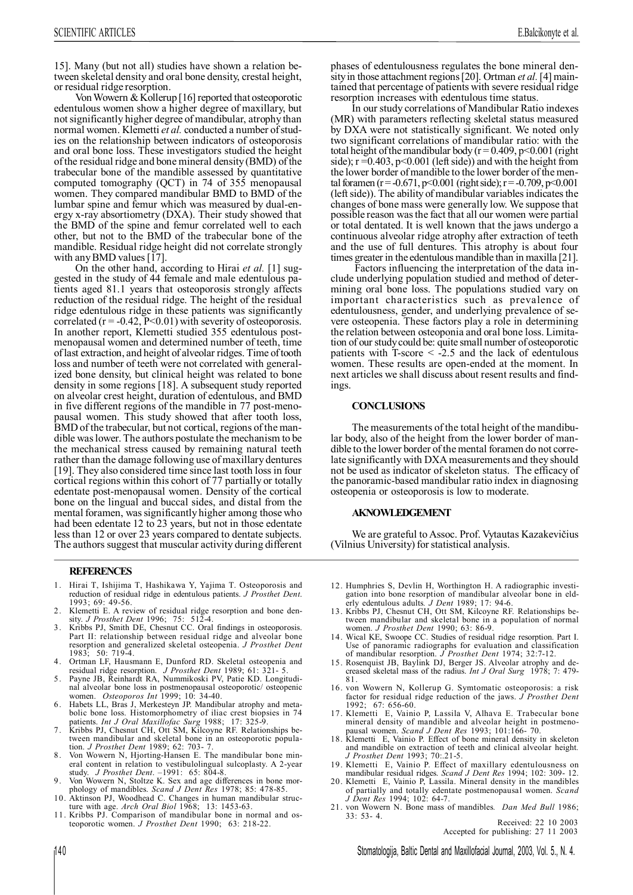15]. Many (but not all) studies have shown a relation between skeletal density and oral bone density, crestal height, or residual ridge resorption.

Von Wowern & Kollerup [16] reported that osteoporotic edentulous women show a higher degree of maxillary, but not significantly higher degree of mandibular, atrophy than normal women. Klemetti *et al.* conducted a number of studies on the relationship between indicators of osteoporosis and oral bone loss. These investigators studied the height of the residual ridge and bone mineral density (BMD) of the trabecular bone of the mandible assessed by quantitative computed tomography (QCT) in 74 of 355 menopausal women. They compared mandibular BMD to BMD of the lumbar spine and femur which was measured by dual-energy x-ray absortiometry (DXA). Their study showed that the BMD of the spine and femur correlated well to each other, but not to the BMD of the trabecular bone of the mandible. Residual ridge height did not correlate strongly with any BMD values [17].

On the other hand, according to Hirai *et al.* [1] suggested in the study of 44 female and male edentulous patients aged 81.1 years that osteoporosis strongly affects reduction of the residual ridge. The height of the residual ridge edentulous ridge in these patients was significantly correlated ($r = -0.42$, $P<0.01$) with severity of osteoporosis. In another report, Klemetti studied 355 edentulous postmenopausal women and determined number of teeth, time of last extraction, and height of alveolar ridges. Time of tooth loss and number of teeth were not correlated with generalized bone density, but clinical height was related to bone density in some regions [18]. A subsequent study reported on alveolar crest height, duration of edentulous, and BMD in five different regions of the mandible in 77 post-menopausal women. This study showed that after tooth loss, BMD of the trabecular, but not cortical, regions of the mandible was lower. The authors postulate the mechanism to be the mechanical stress caused by remaining natural teeth rather than the damage following use of maxillary dentures [19]. They also considered time since last tooth loss in four cortical regions within this cohort of 77 partially or totally edentate post-menopausal women. Density of the cortical bone on the lingual and buccal sides, and distal from the mental foramen, was significantly higher among those who had been edentate 12 to 23 years, but not in those edentate less than 12 or over 23 years compared to dentate subjects. The authors suggest that muscular activity during different phases of edentulousness regulates the bone mineral density in those attachment regions [20]. Ortman *et al.* [4] maintained that percentage of patients with severe residual ridge resorption increases with edentulous time status.

In our study correlations of Mandibular Ratio indexes (MR) with parameters reflecting skeletal status measured by DXA were not statistically significant. We noted only two significant correlations of mandibular ratio: with the total height of the mandibular body ($r = 0.409$, $p<0.001$ (right side); $r = 0.403$, $p<0.001$ (left side)) and with the height from the lower border of mandible to the lower border of the mental foramen ($r = -0.671$, $p<0.001$ (right side); $r = -0.709$, $p<0.001$ (left side)). The ability of mandibular variables indicates the changes of bone mass were generally low. We suppose that possible reason was the fact that all our women were partial or total dentated. It is well known that the jaws undergo a continuous alveolar ridge atrophy after extraction of teeth and the use of full dentures. This atrophy is about four times greater in the edentulous mandible than in maxilla [21].

Factors influencing the interpretation of the data include underlying population studied and method of determining oral bone loss. The populations studied vary on important characteristics such as prevalence of edentulousness, gender, and underlying prevalence of severe osteopenia. These factors play a role in determining the relation between osteopenia and oral bone loss. Limitation of our study could be: quite small number of osteoporotic patients with T-score $< -2.5$ and the lack of edentulous women. These results are open-ended at the moment. In next articles we shall discuss about resent results and findings.

## CONCLUSIONS

The measurements of the total height of the mandibular body, also of the height from the lower border of mandible to the lower border of the mental foramen do not correlate significantly with DXA measurements and they should not be used as indicator of skeleton status. The efficacy of the panoramic-based mandibular ratio index in diagnosing osteopenia or osteoporosis is low to moderate.

## AKNOWLEDGEMENT

We are grateful to Assoc. Prof. Vytautas Kazakevičius (Vilnius University) for statistical analysis.

## REFERENCES

1. Hirai T, Ishijima T, Hashikawa Y, Yajima T. Osteoporosis and reduction of residual ridge in edentulous patients. *J Prosthet Dent*. 1993; 69: 49-56.
2. Klemetti E. A review of residual ridge resorption and bone density. *J Prosthet Dent* 1996; 75: 512-4.
3. Kribbs PJ, Smith DE, Chesnut CC. Oral findings in osteoporosis. Part II: relationship between residual ridge and alveolar bone resorption and generalized skeletal osteopenia. *J Prosthet Dent* 1983; 50: 719-4.
4. Ortman LF, Hausmann E, Dunford RD. Skeletal osteopenia and residual ridge resorption. *J Prosthet Dent* 1989; 61: 321- 5.
5. Payne JB, Reinhardt RA, Nummikoski PV, Patic KD. Longitudinal alveolar bone loss in postmenopausal osteoporotic/ osteopenic women. *Osteoporos Int* 1999; 10: 34-40.
6. Habets LL, Bras J, Merkesteyn JP. Mandibular atrophy and metabolic bone loss. Histomorphometry of iliac crest biopsies in 74 patients. *Int J Oral Maxillofac Surg* 1988; 17: 325-9.
7. Kribbs PJ, Chesnut CH, Ott SM, Kilcoyne RF. Relationships between mandibular and skeletal bone in an osteoporotic population. *J Prosthet Dent* 1989; 62: 703- 7.
8. Von Wowern N, Hjorting-Hansen E. The mandibular bone mineral content in relation to vestibulolingual sulcoplasty. A 2-year study. *J Prosthet Dent*. –1991: 65: 804-8.
9. Von Wowern N, Stoltze K. Sex and age differences in bone morphology of mandibles. *Scand J Dent Res* 1978; 85: 478-85.
10. Aktinson PJ, Woodhead C. Changes in human mandibular structure with age. *Arch Oral Biol* 1968; 13: 1453-63.
11. Kribbs PJ. Comparison of mandibular bone in normal and osteoporotic women. *J Prosthet Dent* 1990; 63: 218-22.
12. Humphries S, Devlin H, Worthington H. A radiographic investigation into bone resorption of mandibular alveolar bone in elderly edentulous adults. *J Dent* 1989; 17: 94-6.
13. Kribbs PJ, Chesnut CH, Ott SM, Kilcoyne RF. Relationships between mandibular and skeletal bone in a population of normal women. *J Prosthet Dent* 1990; 63: 86-9.
14. Wical KE, Swoope CC. Studies of residual ridge resorption. Part I. Use of panoramic radiographs for evaluation and classification of mandibular resorption. *J Prosthet Dent* 1974; 32:7-12.
15. Rosenquist JB, Baylink DJ, Berger JS. Alveolar atrophy and decreased skeletal mass of the radius. *Int J Oral Surg* 1978; 7: 479-81.
16. von Wowern N, Kollerup G. Symtomatic osteoporosis: a risk factor for residual ridge reduction of the jaws. *J Prosthet Dent* 1992; 67: 656-60.
17. Klemetti E, Vainio P, Lassila V, Alhava E. Trabecular bone mineral density of mandible and alveolar height in postmenopausal women. *Scand J Dent Res* 1993; 101:166- 70.
18. Klemetti E, Vainio P. Effect of bone mineral density in skeleton and mandible on extraction of teeth and clinical alveolar height. *J Prosthet Dent* 1993; 70:.21-5.
19. Klemetti E, Vainio P. Effect of maxillary edentulousness on mandibular residual ridges. *Scand J Dent Res* 1994; 102: 309- 12.
20. Klemetti E, Vainio P, Lassila. Mineral density in the mandibles of partially and totally edentate postmenopausal women. *Scand J Dent Res* 1994; 102: 64-7.
21. von Wowern N. Bone mass of mandibles. *Dan Med Bull* 1986; 33: 53- 4.

Received: 22 10 2003
Accepted for publishing: 27 11 2003